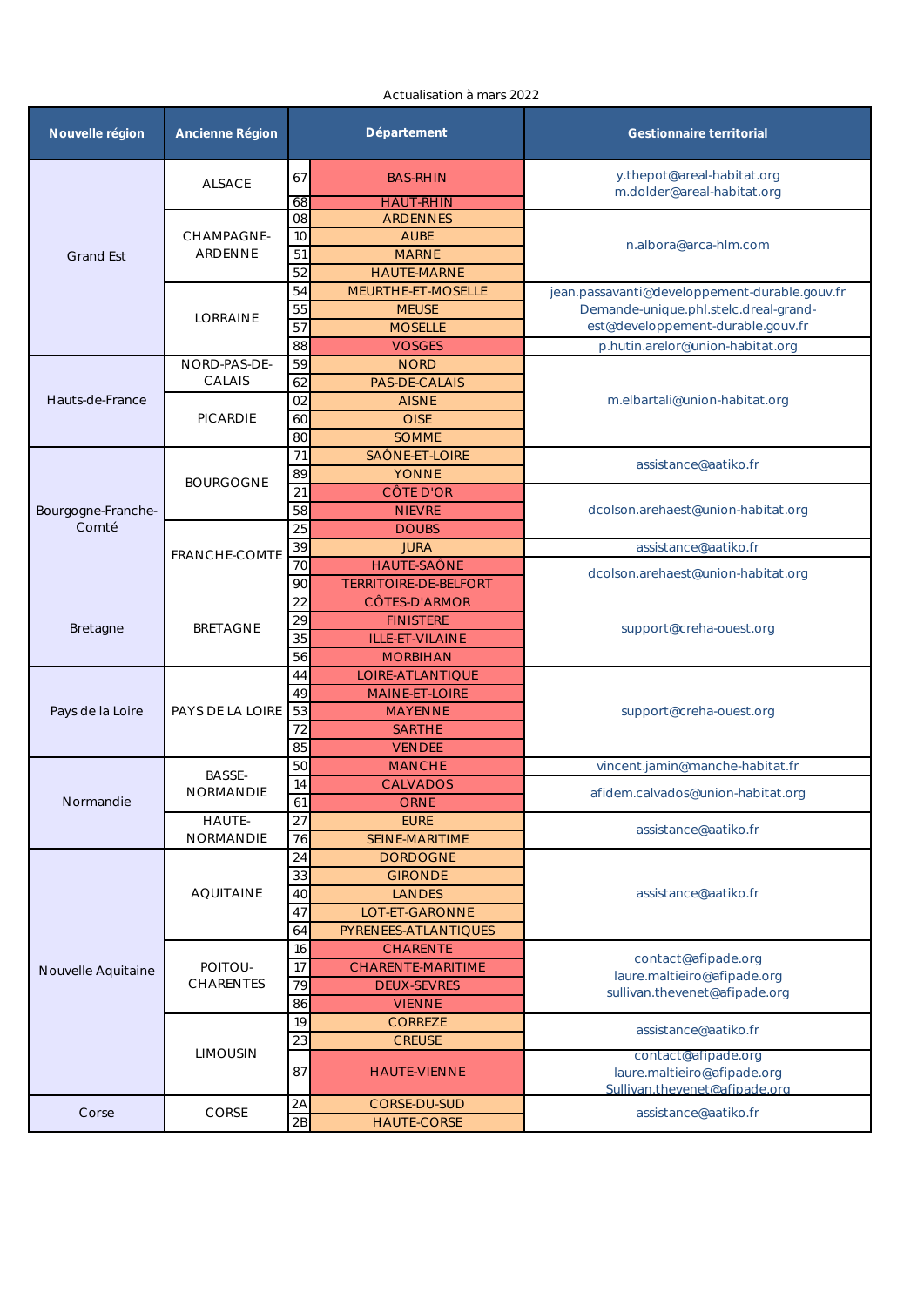Actualisation à mars 2022

| Nouvelle région | Ancienne Région | Département | | Gestionnaire territorial |
|---|---|---|---|---|
| Grand Est | ALSACE | 67 | BAS-RHIN | y.thepot@areal-habitat.org m.dolder@areal-habitat.org |
| | | 68 | HAUT-RHIN | |
| | CHAMPAGNE-ARDENNE | 08 | ARDENNES | n.albora@arca-hlm.com |
| | | 10 | AUBE | |
| | | 51 | MARNE | |
| | | 52 | HAUTE-MARNE | |
| | LORRAINE | 54 | MEURTHE-ET-MOSELLE | jean.passavanti@developpement-durable.gouv.fr Demande-unique.phl.stelc.dreal-grand-est@developpement-durable.gouv.fr |
| | | 55 | MEUSE | |
| | | 57 | MOSELLE | |
| | | 88 | VOSGES | p.hutin.arelor@union-habitat.org |
| Hauts-de-France | NORD-PAS-DE-CALAIS | 59 | NORD | m.elbartali@union-habitat.org |
| | | 62 | PAS-DE-CALAIS | |
| | PICARDIE | 02 | AISNE | |
| | | 60 | OISE | |
| | | 80 | SOMME | |
| Bourgogne-Franche-Comté | BOURGOGNE | 71 | SAÔNE-ET-LOIRE | assistance@aatiko.fr |
| | | 89 | YONNE | |
| | | 21 | CÔTE D'OR | dcolson.arehaest@union-habitat.org |
| | | 58 | NIEVRE | |
| | FRANCHE-COMTE | 25 | DOUBS | |
| | | 39 | JURA | assistance@aatiko.fr |
| | | 70 | HAUTE-SAÔNE | dcolson.arehaest@union-habitat.org |
| | | 90 | TERRITOIRE-DE-BELFORT | |
| Bretagne | BRETAGNE | 22 | CÔTES-D'ARMOR | support@creha-ouest.org |
| | | 29 | FINISTERE | |
| | | 35 | ILLE-ET-VILAINE | |
| | | 56 | MORBIHAN | |
| Pays de la Loire | PAYS DE LA LOIRE | 44 | LOIRE-ATLANTIQUE | support@creha-ouest.org |
| | | 49 | MAINE-ET-LOIRE | |
| | | 53 | MAYENNE | |
| | | 72 | SARTHE | |
| | | 85 | VENDEE | |
| Normandie | BASSE-NORMANDIE | 50 | MANCHE | vincent.jamin@manche-habitat.fr |
| | | 14 | CALVADOS | afidem.calvados@union-habitat.org |
| | | 61 | ORNE | |
| | HAUTE-NORMANDIE | 27 | EURE | assistance@aatiko.fr |
| | | 76 | SEINE-MARITIME | |
| Nouvelle Aquitaine | AQUITAINE | 24 | DORDOGNE | assistance@aatiko.fr |
| | | 33 | GIRONDE | |
| | | 40 | LANDES | |
| | | 47 | LOT-ET-GARONNE | |
| | | 64 | PYRENEES-ATLANTIQUES | |
| | POITOU-CHARENTES | 16 | CHARENTE | contact@afipade.org laure.maltieiro@afipade.org sullivan.thevenet@afipade.org |
| | | 17 | CHARENTE-MARITIME | |
| | | 79 | DEUX-SEVRES | |
| | | 86 | VIENNE | |
| | LIMOUSIN | 19 | CORREZE | assistance@aatiko.fr |
| | | 23 | CREUSE | |
| | | 87 | HAUTE-VIENNE | contact@afipade.org laure.maltieiro@afipade.org Sullivan.thevenet@afipade.org |
| Corse | CORSE | 2A | CORSE-DU-SUD | assistance@aatiko.fr |
| | | 2B | HAUTE-CORSE | |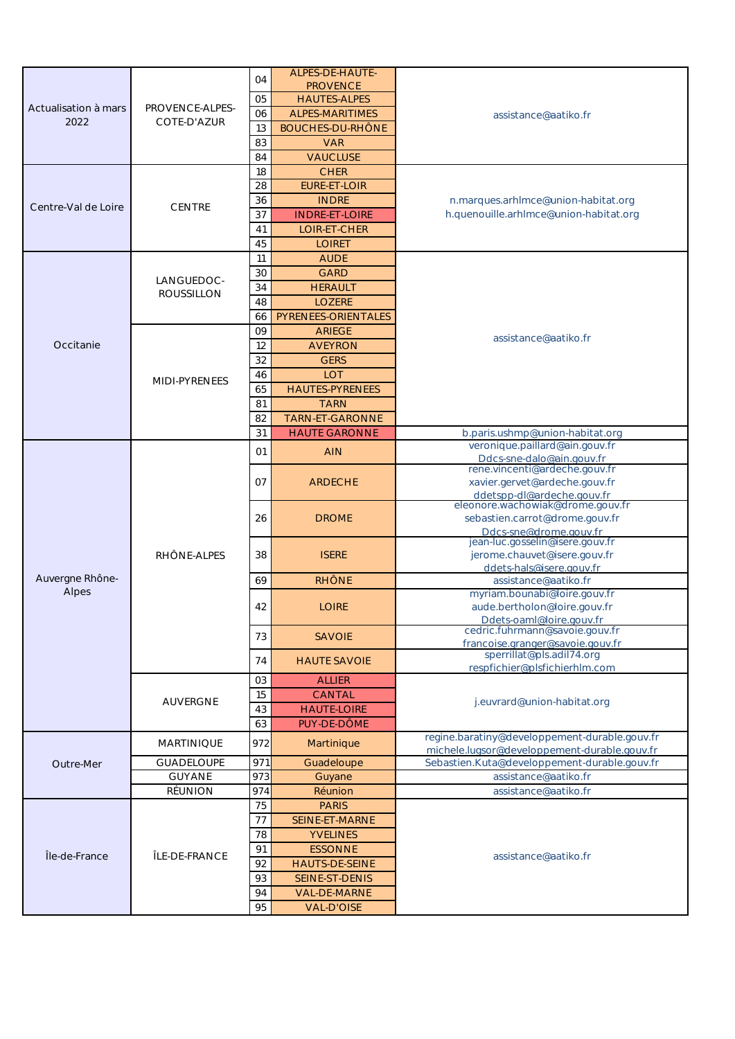| | | | | |
|---|---|---|---|---|
| Actualisation à mars 2022 | PROVENCE-ALPES-COTE-D'AZUR | 04 | ALPES-DE-HAUTE-PROVENCE | assistance@aatiko.fr |
| | | 05 | HAUTES-ALPES | |
| | | 06 | ALPES-MARITIMES | |
| | | 13 | BOUCHES-DU-RHÔNE | |
| | | 83 | VAR | |
| | | 84 | VAUCLUSE | |
| Centre-Val de Loire | CENTRE | 18 | CHER | n.marques.arhlmce@union-habitat.org h.quenouille.arhlmce@union-habitat.org |
| | | 28 | EURE-ET-LOIR | |
| | | 36 | INDRE | |
| | | 37 | INDRE-ET-LOIRE | |
| | | 41 | LOIR-ET-CHER | |
| | | 45 | LOIRET | |
| Occitanie | LANGUEDOC-ROUSSILLON | 11 | AUDE | assistance@aatiko.fr |
| | | 30 | GARD | |
| | | 34 | HERAULT | |
| | | 48 | LOZERE | |
| | | 66 | PYRENEES-ORIENTALES | |
| | MIDI-PYRENEES | 09 | ARIEGE | |
| | | 12 | AVEYRON | |
| | | 32 | GERS | |
| | | 46 | LOT | |
| | | 65 | HAUTES-PYRENEES | |
| | | 81 | TARN | |
| | | 82 | TARN-ET-GARONNE | |
| | | 31 | HAUTE GARONNE | b.paris.ushmp@union-habitat.org |
| Auvergne Rhône-Alpes | RHÔNE-ALPES | 01 | AIN | veronique.paillard@ain.gouv.fr Ddcs-sne-dalo@ain.gouv.fr |
| | | 07 | ARDECHE | rene.vincenti@ardeche.gouv.fr xavier.gervet@ardeche.gouv.fr ddetspp-dl@ardeche.gouv.fr |
| | | 26 | DROME | eleonore.wachowiak@drome.gouv.fr sebastien.carrot@drome.gouv.fr Ddcs-sne@drome.gouv.fr |
| | | 38 | ISERE | jean-luc.gosselin@isere.gouv.fr jerome.chauvet@isere.gouv.fr ddets-hals@isere.gouv.fr |
| | | 69 | RHÔNE | assistance@aatiko.fr |
| | | 42 | LOIRE | myriam.bounabi@loire.gouv.fr aude.bertholon@loire.gouv.fr Ddets-oaml@loire.gouv.fr |
| | | 73 | SAVOIE | cedric.fuhrmann@savoie.gouv.fr francoise.granger@savoie.gouv.fr |
| | | 74 | HAUTE SAVOIE | sperrillat@pls.adil74.org respfichier@plsfichierhlm.com |
| | AUVERGNE | 03 | ALLIER | j.euvrard@union-habitat.org |
| | | 15 | CANTAL | |
| | | 43 | HAUTE-LOIRE | |
| | | 63 | PUY-DE-DÔME | |
| Outre-Mer | MARTINIQUE | 972 | Martinique | regine.baratiny@developpement-durable.gouv.fr michele.lugsor@developpement-durable.gouv.fr |
| | GUADELOUPE | 971 | Guadeloupe | Sebastien.Kuta@developpement-durable.gouv.fr |
| | GUYANE | 973 | Guyane | assistance@aatiko.fr |
| | RÉUNION | 974 | Réunion | assistance@aatiko.fr |
| Île-de-France | ÎLE-DE-FRANCE | 75 | PARIS | assistance@aatiko.fr |
| | | 77 | SEINE-ET-MARNE | |
| | | 78 | YVELINES | |
| | | 91 | ESSONNE | |
| | | 92 | HAUTS-DE-SEINE | |
| | | 93 | SEINE-ST-DENIS | |
| | | 94 | VAL-DE-MARNE | |
| | | 95 | VAL-D'OISE | |